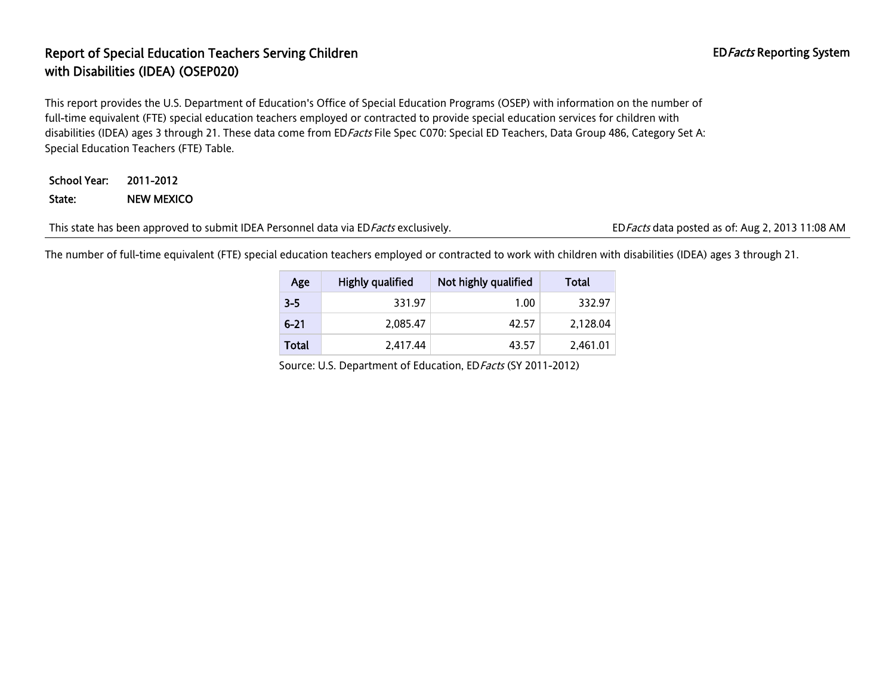# Report of Special Education Teachers Serving Children with Disabilities (IDEA) (OSEP020)

ED*Facts* Reporting System

This report provides the U.S. Department of Education's Office of Special Education Programs (OSEP) with information on the number of full-time equivalent (FTE) special education teachers employed or contracted to provide special education services for children with disabilities (IDEA) ages 3 through 21. These data come from ED*Facts* File Spec C070: Special ED Teachers, Data Group 486, Category Set A: Special Education Teachers (FTE) Table.

**School Year:** 2011-2012
**State:** NEW MEXICO

This state has been approved to submit IDEA Personnel data via ED*Facts* exclusively.

ED*Facts* data posted as of: Aug 2, 2013 11:08 AM

The number of full-time equivalent (FTE) special education teachers employed or contracted to work with children with disabilities (IDEA) ages 3 through 21.

| Age | Highly qualified | Not highly qualified | Total |
|---|---|---|---|
| 3-5 | 331.97 | 1.00 | 332.97 |
| 6-21 | 2,085.47 | 42.57 | 2,128.04 |
| Total | 2,417.44 | 43.57 | 2,461.01 |

Source: U.S. Department of Education, ED*Facts* (SY 2011-2012)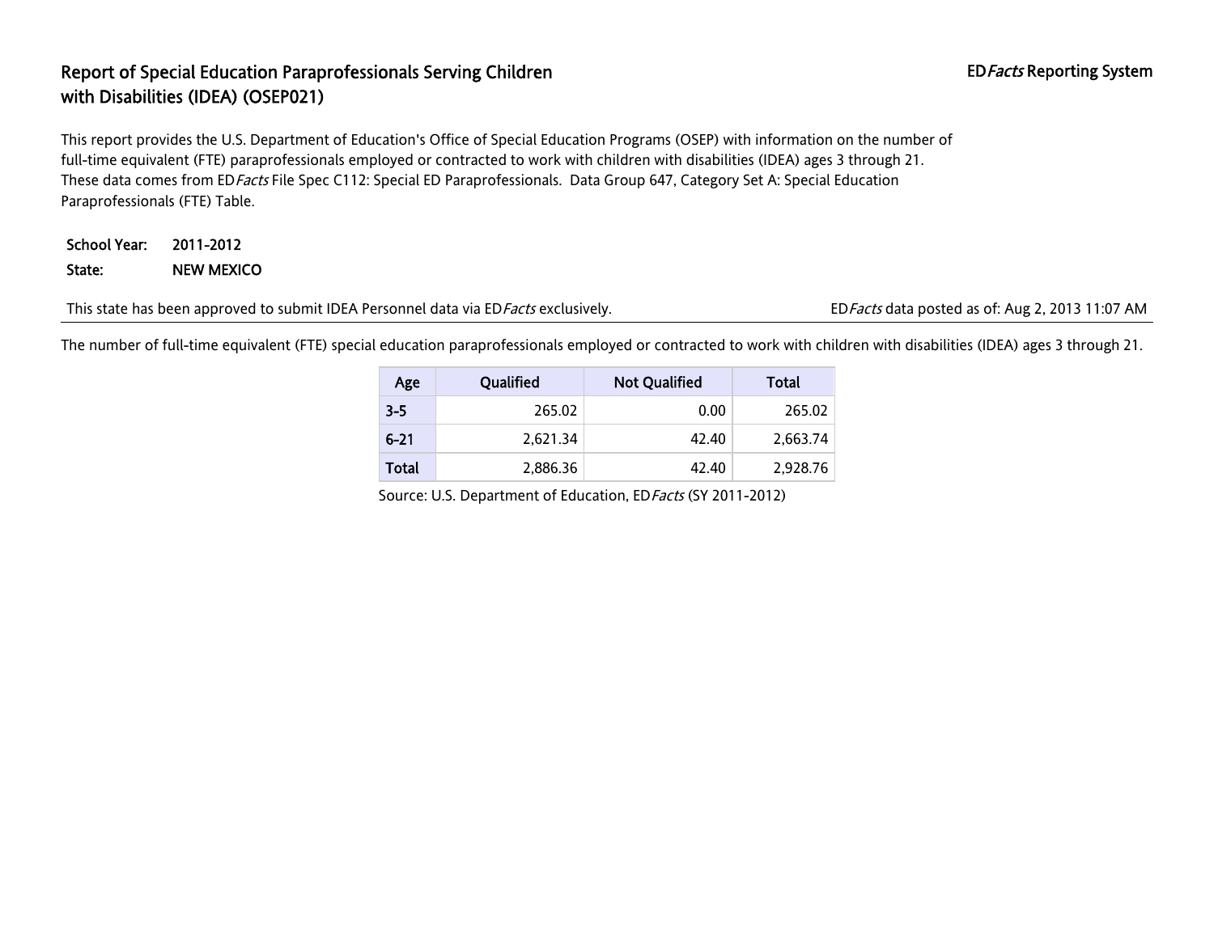# Report of Special Education Paraprofessionals Serving Children with Disabilities (IDEA) (OSEP021)

ED*Facts* Reporting System

This report provides the U.S. Department of Education's Office of Special Education Programs (OSEP) with information on the number of full-time equivalent (FTE) paraprofessionals employed or contracted to work with children with disabilities (IDEA) ages 3 through 21. These data comes from ED*Facts* File Spec C112: Special ED Paraprofessionals. Data Group 647, Category Set A: Special Education Paraprofessionals (FTE) Table.

**School Year:** 2011-2012

**State:** NEW MEXICO

This state has been approved to submit IDEA Personnel data via ED*Facts* exclusively.

ED*Facts* data posted as of: Aug 2, 2013 11:07 AM

The number of full-time equivalent (FTE) special education paraprofessionals employed or contracted to work with children with disabilities (IDEA) ages 3 through 21.

| Age | Qualified | Not Qualified | Total |
|---|---|---|---|
| 3-5 | 265.02 | 0.00 | 265.02 |
| 6-21 | 2,621.34 | 42.40 | 2,663.74 |
| Total | 2,886.36 | 42.40 | 2,928.76 |

Source: U.S. Department of Education, ED*Facts* (SY 2011-2012)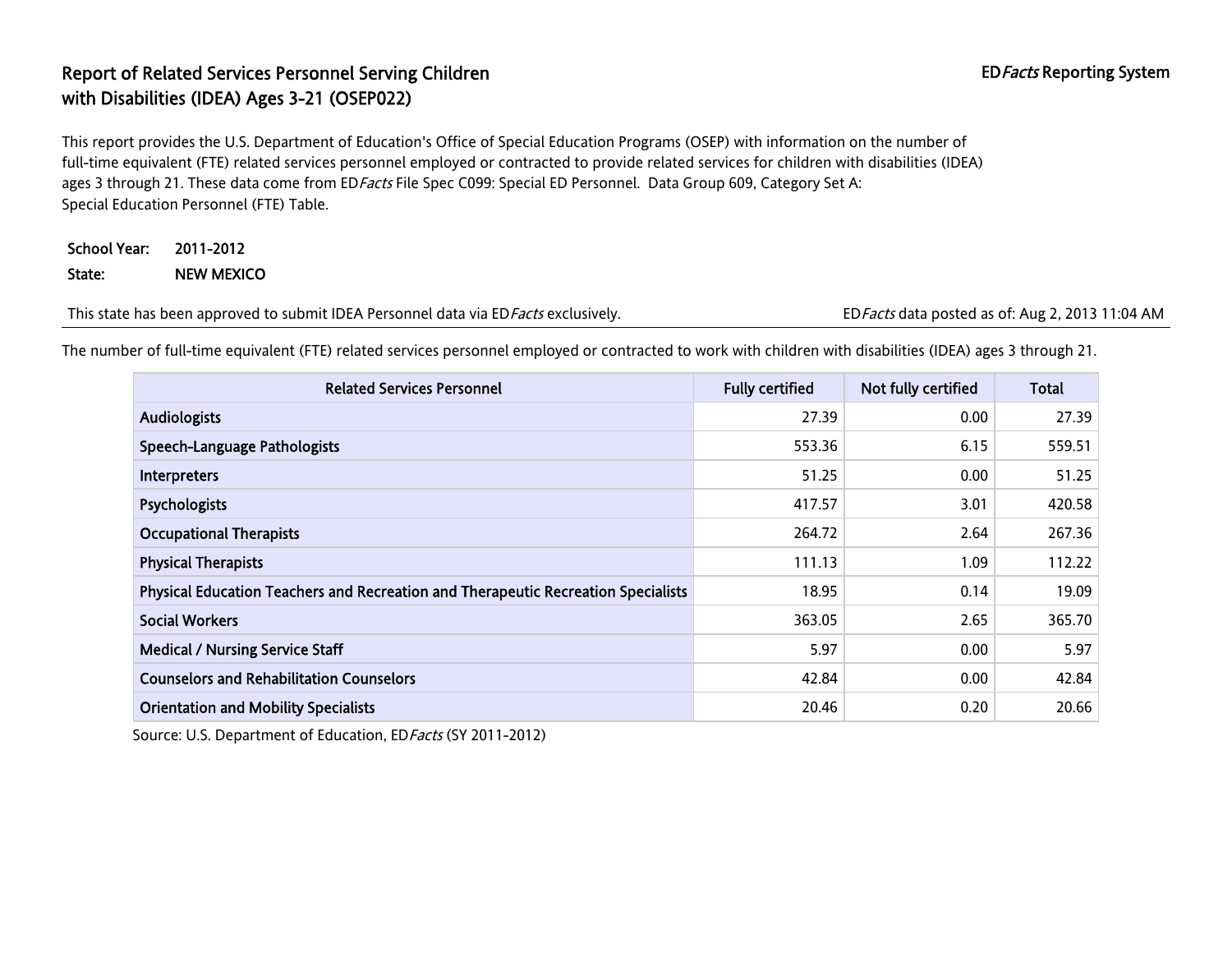# Report of Related Services Personnel Serving Children with Disabilities (IDEA) Ages 3-21 (OSEP022)

ED*Facts* Reporting System

This report provides the U.S. Department of Education's Office of Special Education Programs (OSEP) with information on the number of full-time equivalent (FTE) related services personnel employed or contracted to provide related services for children with disabilities (IDEA) ages 3 through 21. These data come from ED*Facts* File Spec C099: Special ED Personnel. Data Group 609, Category Set A: Special Education Personnel (FTE) Table.

**School Year:** 2011-2012

**State:** NEW MEXICO

This state has been approved to submit IDEA Personnel data via ED*Facts* exclusively.

ED*Facts* data posted as of: Aug 2, 2013 11:04 AM

The number of full-time equivalent (FTE) related services personnel employed or contracted to work with children with disabilities (IDEA) ages 3 through 21.

| Related Services Personnel | Fully certified | Not fully certified | Total |
|---|---|---|---|
| Audiologists | 27.39 | 0.00 | 27.39 |
| Speech-Language Pathologists | 553.36 | 6.15 | 559.51 |
| Interpreters | 51.25 | 0.00 | 51.25 |
| Psychologists | 417.57 | 3.01 | 420.58 |
| Occupational Therapists | 264.72 | 2.64 | 267.36 |
| Physical Therapists | 111.13 | 1.09 | 112.22 |
| Physical Education Teachers and Recreation and Therapeutic Recreation Specialists | 18.95 | 0.14 | 19.09 |
| Social Workers | 363.05 | 2.65 | 365.70 |
| Medical / Nursing Service Staff | 5.97 | 0.00 | 5.97 |
| Counselors and Rehabilitation Counselors | 42.84 | 0.00 | 42.84 |
| Orientation and Mobility Specialists | 20.46 | 0.20 | 20.66 |

Source: U.S. Department of Education, ED*Facts* (SY 2011-2012)